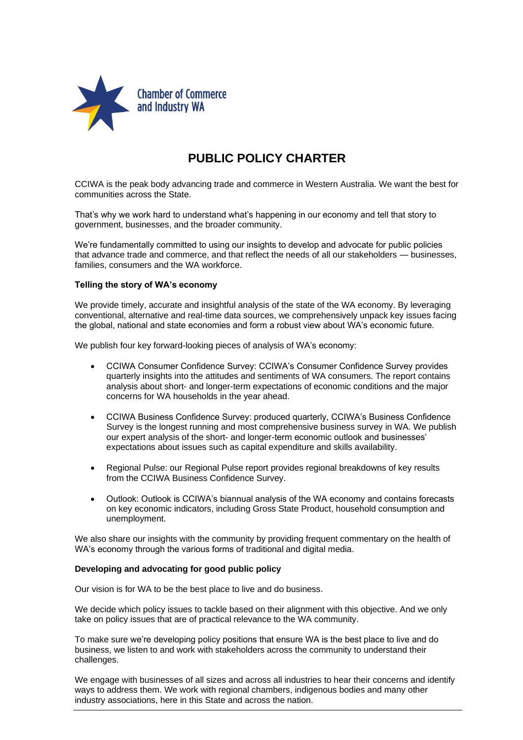Chamber of Commerce and Industry WA

# PUBLIC POLICY CHARTER

CCIWA is the peak body advancing trade and commerce in Western Australia. We want the best for communities across the State.

That's why we work hard to understand what's happening in our economy and tell that story to government, businesses, and the broader community.

We're fundamentally committed to using our insights to develop and advocate for public policies that advance trade and commerce, and that reflect the needs of all our stakeholders — businesses, families, consumers and the WA workforce.

**Telling the story of WA's economy**

We provide timely, accurate and insightful analysis of the state of the WA economy. By leveraging conventional, alternative and real-time data sources, we comprehensively unpack key issues facing the global, national and state economies and form a robust view about WA's economic future.

We publish four key forward-looking pieces of analysis of WA's economy:

- CCIWA Consumer Confidence Survey: CCIWA's Consumer Confidence Survey provides quarterly insights into the attitudes and sentiments of WA consumers. The report contains analysis about short- and longer-term expectations of economic conditions and the major concerns for WA households in the year ahead.
- CCIWA Business Confidence Survey: produced quarterly, CCIWA's Business Confidence Survey is the longest running and most comprehensive business survey in WA. We publish our expert analysis of the short- and longer-term economic outlook and businesses' expectations about issues such as capital expenditure and skills availability.
- Regional Pulse: our Regional Pulse report provides regional breakdowns of key results from the CCIWA Business Confidence Survey.
- Outlook: Outlook is CCIWA's biannual analysis of the WA economy and contains forecasts on key economic indicators, including Gross State Product, household consumption and unemployment.

We also share our insights with the community by providing frequent commentary on the health of WA's economy through the various forms of traditional and digital media.

**Developing and advocating for good public policy**

Our vision is for WA to be the best place to live and do business.

We decide which policy issues to tackle based on their alignment with this objective. And we only take on policy issues that are of practical relevance to the WA community.

To make sure we're developing policy positions that ensure WA is the best place to live and do business, we listen to and work with stakeholders across the community to understand their challenges.

We engage with businesses of all sizes and across all industries to hear their concerns and identify ways to address them. We work with regional chambers, indigenous bodies and many other industry associations, here in this State and across the nation.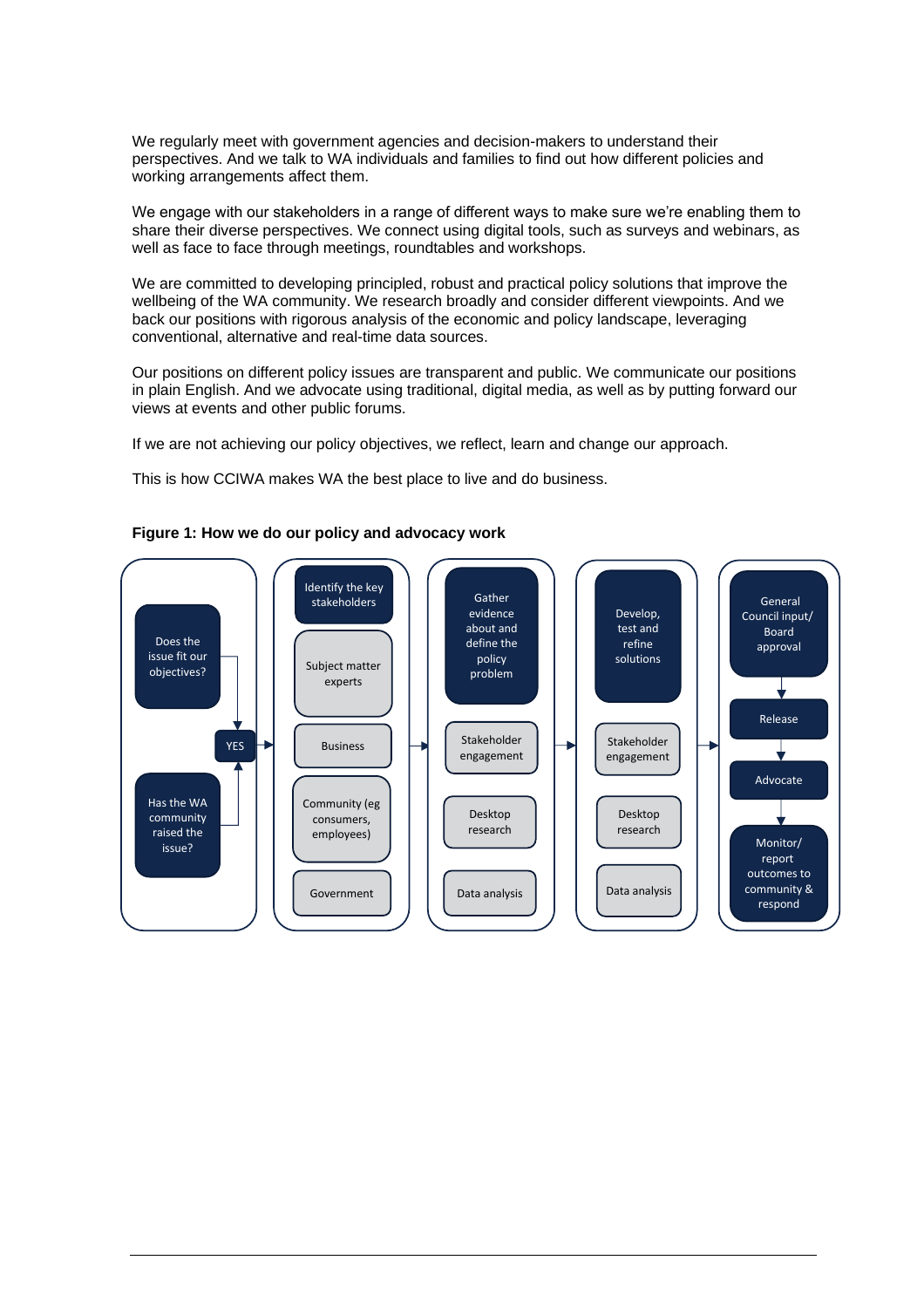We regularly meet with government agencies and decision-makers to understand their perspectives. And we talk to WA individuals and families to find out how different policies and working arrangements affect them.

We engage with our stakeholders in a range of different ways to make sure we're enabling them to share their diverse perspectives. We connect using digital tools, such as surveys and webinars, as well as face to face through meetings, roundtables and workshops.

We are committed to developing principled, robust and practical policy solutions that improve the wellbeing of the WA community. We research broadly and consider different viewpoints. And we back our positions with rigorous analysis of the economic and policy landscape, leveraging conventional, alternative and real-time data sources.

Our positions on different policy issues are transparent and public. We communicate our positions in plain English. And we advocate using traditional, digital media, as well as by putting forward our views at events and other public forums.

If we are not achieving our policy objectives, we reflect, learn and change our approach.

This is how CCIWA makes WA the best place to live and do business.

**Figure 1: How we do our policy and advocacy work**

Does the issue fit our objectives?

Has the WA community raised the issue?

YES

Identify the key stakeholders

Subject matter experts

Business

Community (eg consumers, employees)

Government

Gather evidence about and define the policy problem

Stakeholder engagement

Desktop research

Data analysis

Develop, test and refine solutions

Stakeholder engagement

Desktop research

Data analysis

General Council input/ Board approval

Release

Advocate

Monitor/ report outcomes to community & respond